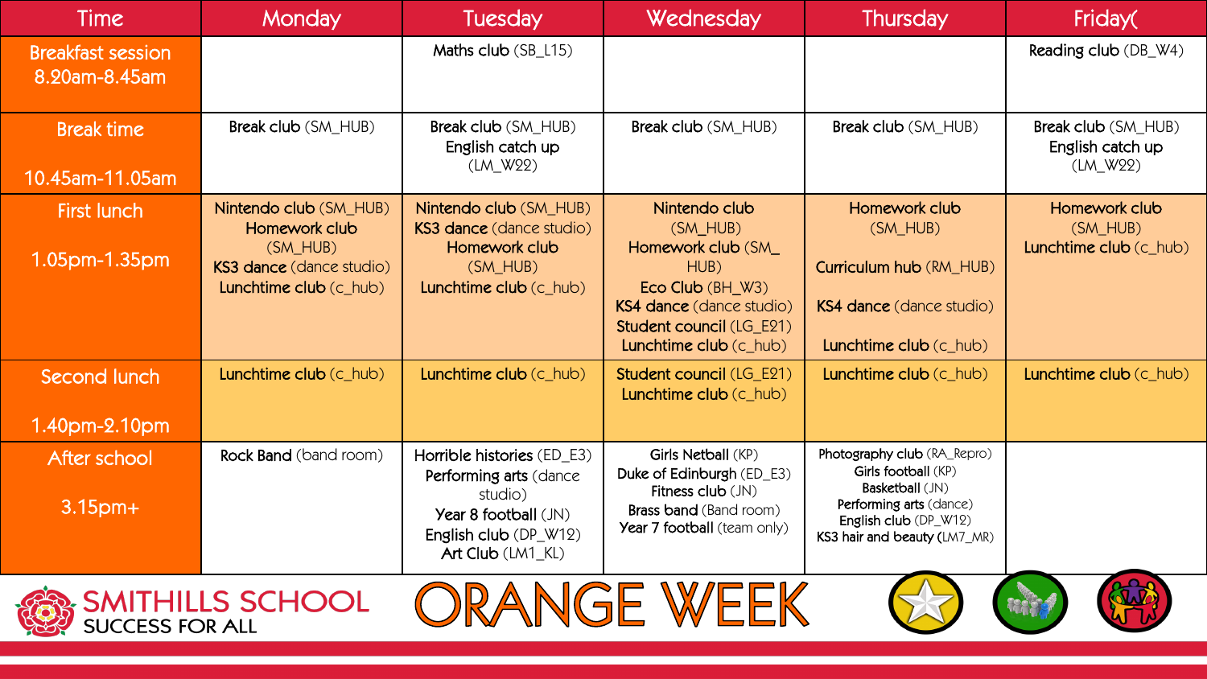| Time | Monday | Tuesday | Wednesday | Thursday | Friday( |
|---|---|---|---|---|---|
| Breakfast session 8.20am-8.45am | | **Maths club** (SB_L15) | | | **Reading club** (DB_W4) |
| Break time 10.45am-11.05am | **Break club** (SM_HUB) | **Break club** (SM_HUB) **English catch up** (LM_W22) | **Break club** (SM_HUB) | **Break club** (SM_HUB) | **Break club** (SM_HUB) **English catch up** (LM_W22) |
| First lunch 1.05pm-1.35pm | **Nintendo club** (SM_HUB) **Homework club** (SM_HUB) **KS3 dance** (dance studio) **Lunchtime club** (c_hub) | **Nintendo club** (SM_HUB) **KS3 dance** (dance studio) **Homework club** (SM_HUB) **Lunchtime club** (c_hub) | **Nintendo club** (SM_HUB) **Homework club** (SM_HUB) **Eco Club** (BH_W3) **KS4 dance** (dance studio) **Student council** (LG_E21) **Lunchtime club** (c_hub) | **Homework club** (SM_HUB) **Curriculum hub** (RM_HUB) **KS4 dance** (dance studio) **Lunchtime club** (c_hub) | **Homework club** (SM_HUB) **Lunchtime club** (c_hub) |
| Second lunch 1.40pm-2.10pm | **Lunchtime club** (c_hub) | **Lunchtime club** (c_hub) | **Student council** (LG_E21) **Lunchtime club** (c_hub) | **Lunchtime club** (c_hub) | **Lunchtime club** (c_hub) |
| After school 3.15pm+ | **Rock Band** (band room) | **Horrible histories** (ED_E3) **Performing arts** (dance studio) **Year 8 football** (JN) **English club** (DP_W12) **Art Club** (LM1_KL) | **Girls Netball** (KP) **Duke of Edinburgh** (ED_E3) **Fitness club** (JN) **Brass band** (Band room) **Year 7 football** (team only) | **Photography club** (RA_Repro) **Girls football** (KP) **Basketball** (JN) **Performing arts** (dance) **English club** (DP_W12) **KS3 hair and beauty** (LM7_MR) | |

SMITHILLS SCHOOL
SUCCESS FOR ALL

# ORANGE WEEK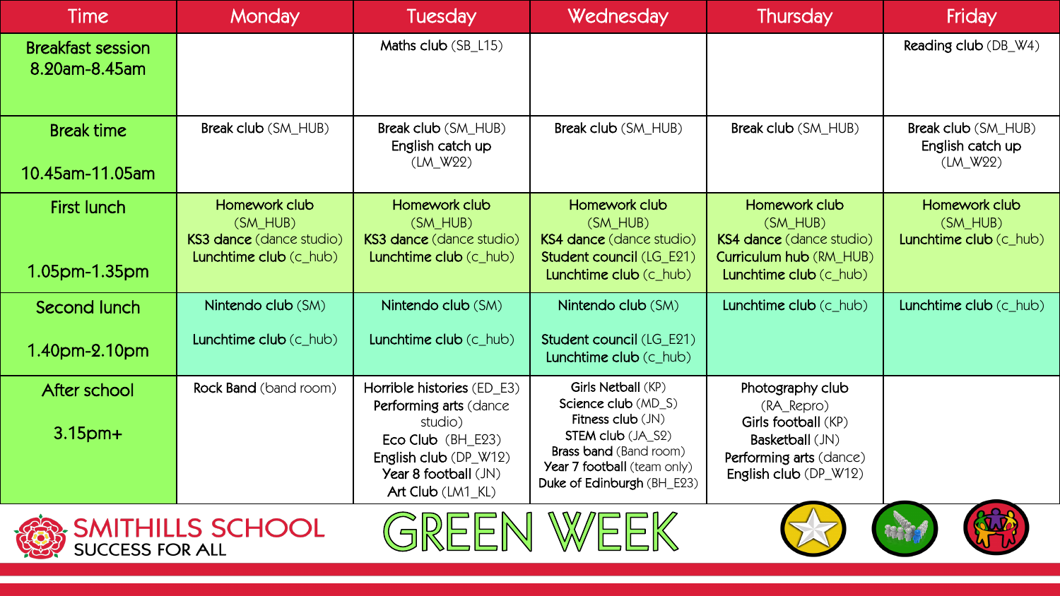| Time | Monday | Tuesday | Wednesday | Thursday | Friday |
| --- | --- | --- | --- | --- | --- |
| Breakfast session 8.20am-8.45am | | **Maths club** (SB_L15) | | | **Reading club** (DB_W4) |
| Break time 10.45am-11.05am | **Break club** (SM_HUB) | **Break club** (SM_HUB) **English catch up** (LM_W22) | **Break club** (SM_HUB) | **Break club** (SM_HUB) | **Break club** (SM_HUB) **English catch up** (LM_W22) |
| First lunch 1.05pm-1.35pm | **Homework club** (SM_HUB) **KS3 dance** (dance studio) **Lunchtime club** (c_hub) | **Homework club** (SM_HUB) **KS3 dance** (dance studio) **Lunchtime club** (c_hub) | **Homework club** (SM_HUB) **KS4 dance** (dance studio) **Student council** (LG_E21) **Lunchtime club** (c_hub) | **Homework club** (SM_HUB) **KS4 dance** (dance studio) **Curriculum hub** (RM_HUB) **Lunchtime club** (c_hub) | **Homework club** (SM_HUB) **Lunchtime club** (c_hub) |
| Second lunch 1.40pm-2.10pm | **Nintendo club** (SM) **Lunchtime club** (c_hub) | **Nintendo club** (SM) **Lunchtime club** (c_hub) | **Nintendo club** (SM) **Student council** (LG_E21) **Lunchtime club** (c_hub) | **Lunchtime club** (c_hub) | **Lunchtime club** (c_hub) |
| After school 3.15pm+ | **Rock Band** (band room) | **Horrible histories** (ED_E3) **Performing arts** (dance studio) **Eco Club** (BH_E23) **English club** (DP_W12) **Year 8 football** (JN) **Art Club** (LM1_KL) | **Girls Netball** (KP) **Science club** (MD_S) **Fitness club** (JN) **STEM club** (JA_S2) **Brass band** (Band room) **Year 7 football** (team only) **Duke of Edinburgh** (BH_E23) | **Photography club** (RA_Repro) **Girls football** (KP) **Basketball** (JN) **Performing arts** (dance) **English club** (DP_W12) | |

SMITHILLS SCHOOL
SUCCESS FOR ALL

GREEN WEEK